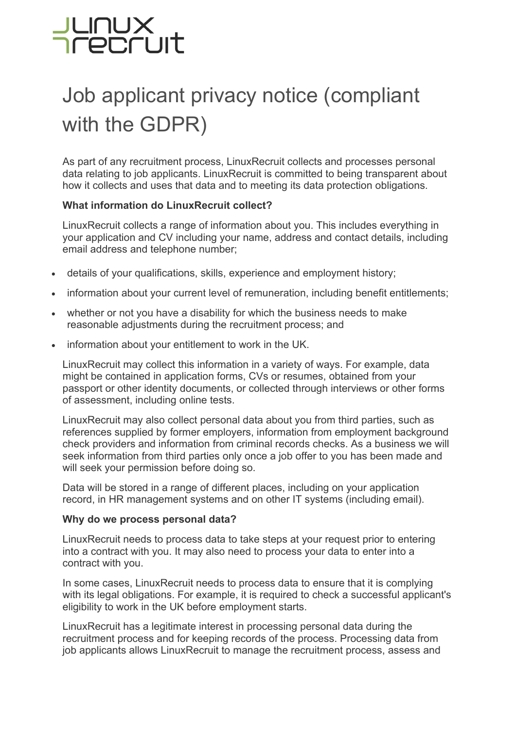LINUX RECRUIT

# Job applicant privacy notice (compliant with the GDPR)

As part of any recruitment process, LinuxRecruit collects and processes personal data relating to job applicants. LinuxRecruit is committed to being transparent about how it collects and uses that data and to meeting its data protection obligations.

**What information do LinuxRecruit collect?**

LinuxRecruit collects a range of information about you. This includes everything in your application and CV including your name, address and contact details, including email address and telephone number;

- details of your qualifications, skills, experience and employment history;
- information about your current level of remuneration, including benefit entitlements;
- whether or not you have a disability for which the business needs to make reasonable adjustments during the recruitment process; and
- information about your entitlement to work in the UK.

LinuxRecruit may collect this information in a variety of ways. For example, data might be contained in application forms, CVs or resumes, obtained from your passport or other identity documents, or collected through interviews or other forms of assessment, including online tests.

LinuxRecruit may also collect personal data about you from third parties, such as references supplied by former employers, information from employment background check providers and information from criminal records checks. As a business we will seek information from third parties only once a job offer to you has been made and will seek your permission before doing so.

Data will be stored in a range of different places, including on your application record, in HR management systems and on other IT systems (including email).

**Why do we process personal data?**

LinuxRecruit needs to process data to take steps at your request prior to entering into a contract with you. It may also need to process your data to enter into a contract with you.

In some cases, LinuxRecruit needs to process data to ensure that it is complying with its legal obligations. For example, it is required to check a successful applicant's eligibility to work in the UK before employment starts.

LinuxRecruit has a legitimate interest in processing personal data during the recruitment process and for keeping records of the process. Processing data from job applicants allows LinuxRecruit to manage the recruitment process, assess and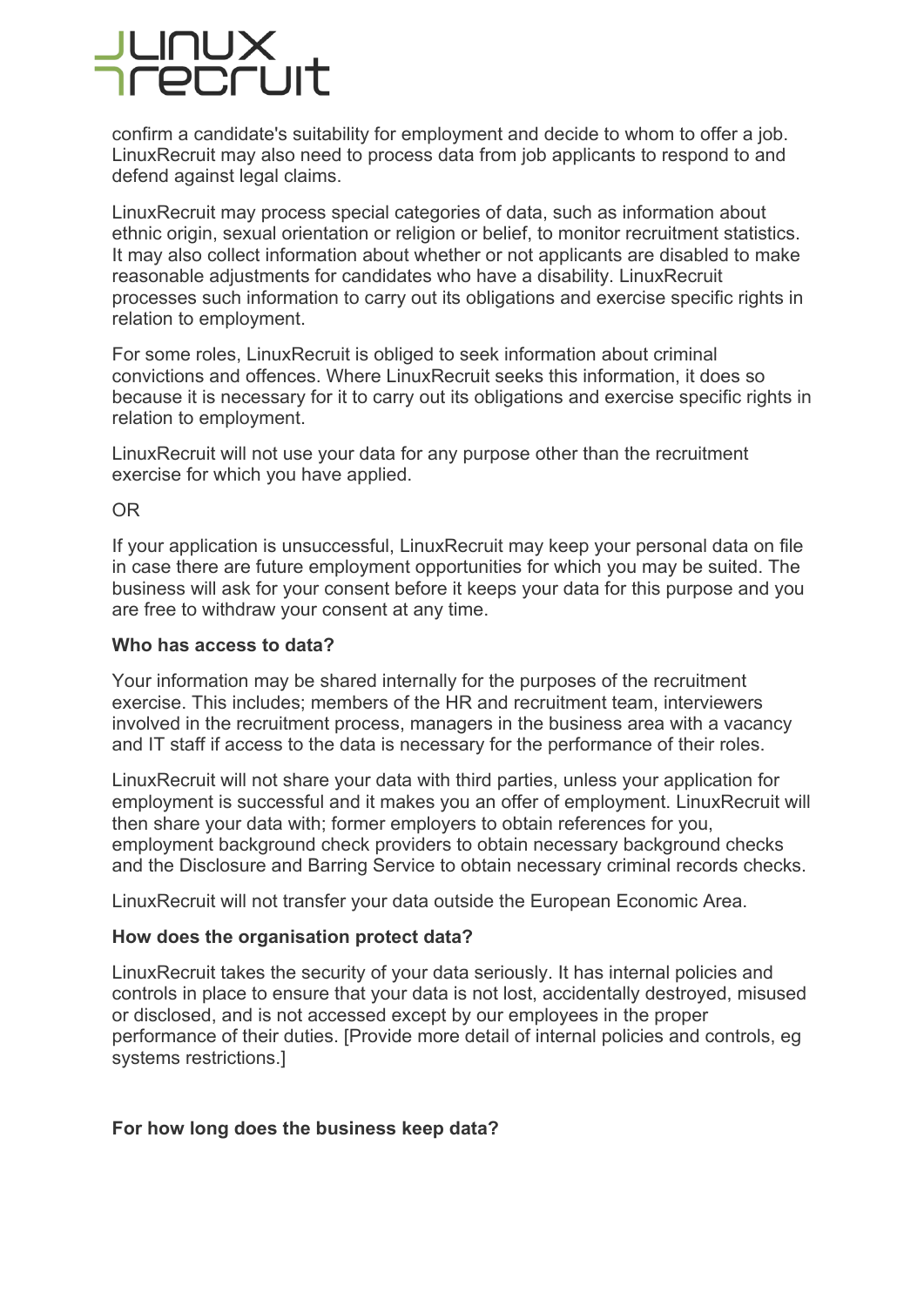confirm a candidate's suitability for employment and decide to whom to offer a job. LinuxRecruit may also need to process data from job applicants to respond to and defend against legal claims.

LinuxRecruit may process special categories of data, such as information about ethnic origin, sexual orientation or religion or belief, to monitor recruitment statistics. It may also collect information about whether or not applicants are disabled to make reasonable adjustments for candidates who have a disability. LinuxRecruit processes such information to carry out its obligations and exercise specific rights in relation to employment.

For some roles, LinuxRecruit is obliged to seek information about criminal convictions and offences. Where LinuxRecruit seeks this information, it does so because it is necessary for it to carry out its obligations and exercise specific rights in relation to employment.

LinuxRecruit will not use your data for any purpose other than the recruitment exercise for which you have applied.

OR

If your application is unsuccessful, LinuxRecruit may keep your personal data on file in case there are future employment opportunities for which you may be suited. The business will ask for your consent before it keeps your data for this purpose and you are free to withdraw your consent at any time.

**Who has access to data?**

Your information may be shared internally for the purposes of the recruitment exercise. This includes; members of the HR and recruitment team, interviewers involved in the recruitment process, managers in the business area with a vacancy and IT staff if access to the data is necessary for the performance of their roles.

LinuxRecruit will not share your data with third parties, unless your application for employment is successful and it makes you an offer of employment. LinuxRecruit will then share your data with; former employers to obtain references for you, employment background check providers to obtain necessary background checks and the Disclosure and Barring Service to obtain necessary criminal records checks.

LinuxRecruit will not transfer your data outside the European Economic Area.

**How does the organisation protect data?**

LinuxRecruit takes the security of your data seriously. It has internal policies and controls in place to ensure that your data is not lost, accidentally destroyed, misused or disclosed, and is not accessed except by our employees in the proper performance of their duties. [Provide more detail of internal policies and controls, eg systems restrictions.]

**For how long does the business keep data?**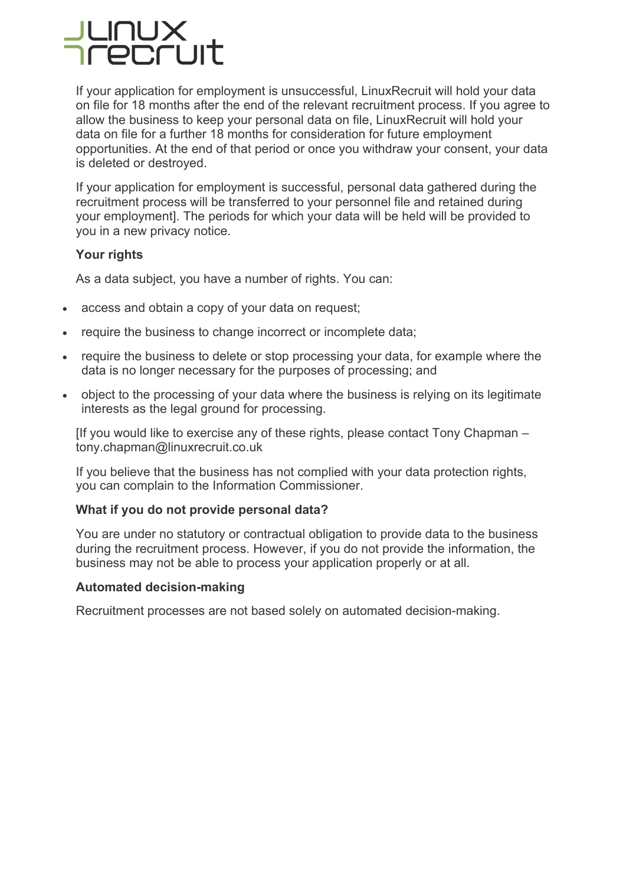If your application for employment is unsuccessful, LinuxRecruit will hold your data on file for 18 months after the end of the relevant recruitment process. If you agree to allow the business to keep your personal data on file, LinuxRecruit will hold your data on file for a further 18 months for consideration for future employment opportunities. At the end of that period or once you withdraw your consent, your data is deleted or destroyed.

If your application for employment is successful, personal data gathered during the recruitment process will be transferred to your personnel file and retained during your employment]. The periods for which your data will be held will be provided to you in a new privacy notice.

**Your rights**

As a data subject, you have a number of rights. You can:

- access and obtain a copy of your data on request;
- require the business to change incorrect or incomplete data;
- require the business to delete or stop processing your data, for example where the data is no longer necessary for the purposes of processing; and
- object to the processing of your data where the business is relying on its legitimate interests as the legal ground for processing.

[If you would like to exercise any of these rights, please contact Tony Chapman – tony.chapman@linuxrecruit.co.uk

If you believe that the business has not complied with your data protection rights, you can complain to the Information Commissioner.

**What if you do not provide personal data?**

You are under no statutory or contractual obligation to provide data to the business during the recruitment process. However, if you do not provide the information, the business may not be able to process your application properly or at all.

**Automated decision-making**

Recruitment processes are not based solely on automated decision-making.